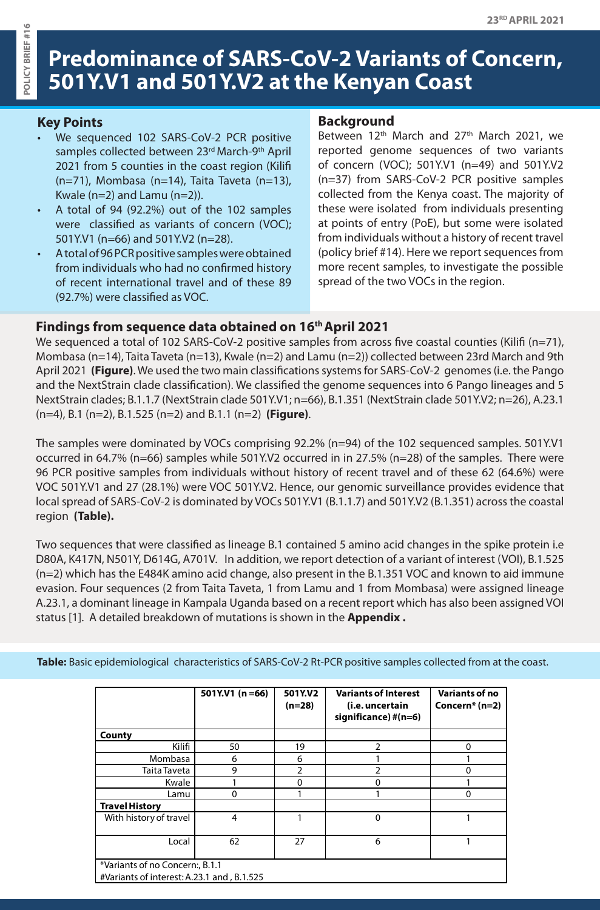23RD APRIL 2021

POLICY BRIEF #16

# Predominance of SARS-CoV-2 Variants of Concern, 501Y.V1 and 501Y.V2 at the Kenyan Coast

## Key Points

- We sequenced 102 SARS-CoV-2 PCR positive samples collected between 23rd March-9th April 2021 from 5 counties in the coast region (Kilifi (n=71), Mombasa (n=14), Taita Taveta (n=13), Kwale (n=2) and Lamu (n=2)).
- A total of 94 (92.2%) out of the 102 samples were classified as variants of concern (VOC); 501Y.V1 (n=66) and 501Y.V2 (n=28).
- A total of 96 PCR positive samples were obtained from individuals who had no confirmed history of recent international travel and of these 89 (92.7%) were classified as VOC.

## Background

Between 12th March and 27th March 2021, we reported genome sequences of two variants of concern (VOC); 501Y.V1 (n=49) and 501Y.V2 (n=37) from SARS-CoV-2 PCR positive samples collected from the Kenya coast. The majority of these were isolated from individuals presenting at points of entry (PoE), but some were isolated from individuals without a history of recent travel (policy brief #14). Here we report sequences from more recent samples, to investigate the possible spread of the two VOCs in the region.

## Findings from sequence data obtained on 16th April 2021

We sequenced a total of 102 SARS-CoV-2 positive samples from across five coastal counties (Kilifi (n=71), Mombasa (n=14), Taita Taveta (n=13), Kwale (n=2) and Lamu (n=2)) collected between 23rd March and 9th April 2021 **(Figure)**. We used the two main classifications systems for SARS-CoV-2 genomes (i.e. the Pango and the NextStrain clade classification). We classified the genome sequences into 6 Pango lineages and 5 NextStrain clades; B.1.1.7 (NextStrain clade 501Y.V1; n=66), B.1.351 (NextStrain clade 501Y.V2; n=26), A.23.1 (n=4), B.1 (n=2), B.1.525 (n=2) and B.1.1 (n=2) **(Figure)**.

The samples were dominated by VOCs comprising 92.2% (n=94) of the 102 sequenced samples. 501Y.V1 occurred in 64.7% (n=66) samples while 501Y.V2 occurred in in 27.5% (n=28) of the samples. There were 96 PCR positive samples from individuals without history of recent travel and of these 62 (64.6%) were VOC 501Y.V1 and 27 (28.1%) were VOC 501Y.V2. Hence, our genomic surveillance provides evidence that local spread of SARS-CoV-2 is dominated by VOCs 501Y.V1 (B.1.1.7) and 501Y.V2 (B.1.351) across the coastal region **(Table).**

Two sequences that were classified as lineage B.1 contained 5 amino acid changes in the spike protein i.e D80A, K417N, N501Y, D614G, A701V. In addition, we report detection of a variant of interest (VOI), B.1.525 (n=2) which has the E484K amino acid change, also present in the B.1.351 VOC and known to aid immune evasion. Four sequences (2 from Taita Taveta, 1 from Lamu and 1 from Mombasa) were assigned lineage A.23.1, a dominant lineage in Kampala Uganda based on a recent report which has also been assigned VOI status [1]. A detailed breakdown of mutations is shown in the **Appendix .**

**Table:** Basic epidemiological characteristics of SARS-CoV-2 Rt-PCR positive samples collected from at the coast.

| | 501Y.V1 (n =66) | 501Y.V2 (n=28) | Variants of Interest (i.e. uncertain significance) #(n=6) | Variants of no Concern* (n=2) |
|---|---|---|---|---|
| **County** | | | | |
| Kilifi | 50 | 19 | 2 | 0 |
| Mombasa | 6 | 6 | 1 | 1 |
| Taita Taveta | 9 | 2 | 2 | 0 |
| Kwale | 1 | 0 | 0 | 1 |
| Lamu | 0 | 1 | 1 | 0 |
| **Travel History** | | | | |
| With history of travel | 4 | 1 | 0 | 1 |
| Local | 62 | 27 | 6 | 1 |

*Variants of no Concern:, B.1.1
#Variants of interest: A.23.1 and , B.1.525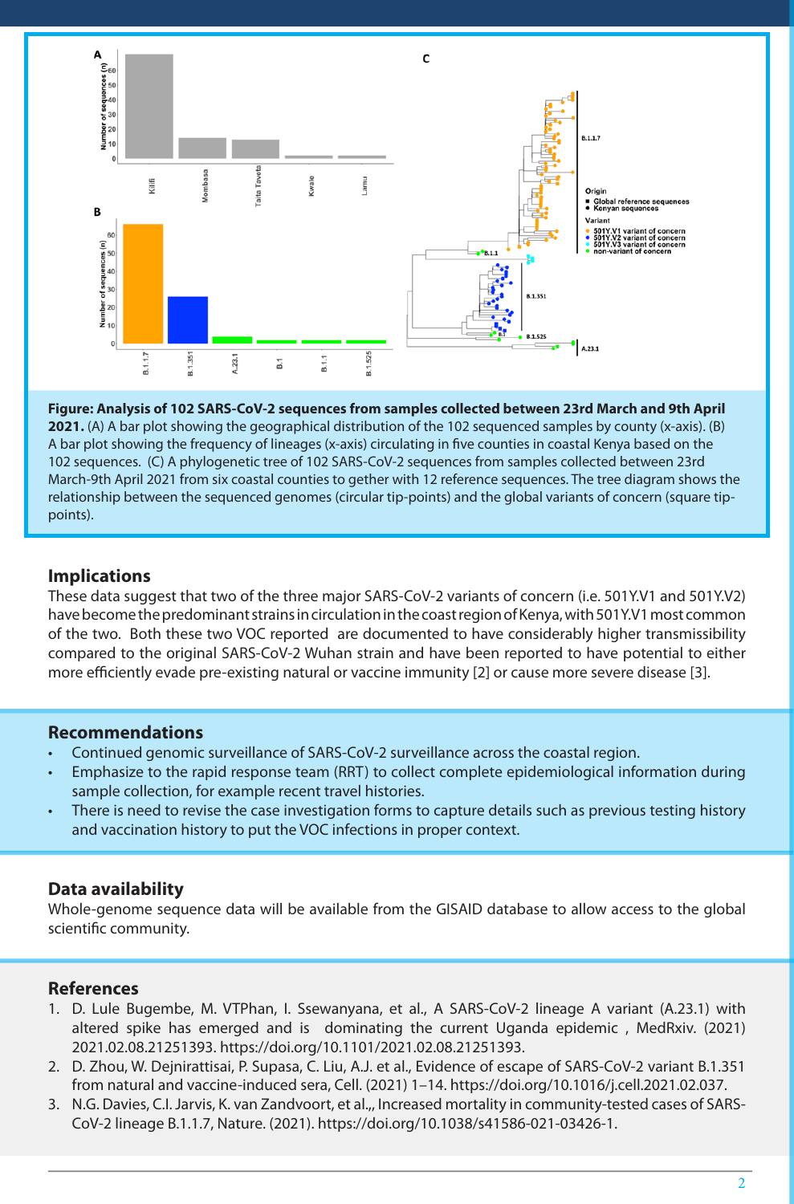**Figure: Analysis of 102 SARS-CoV-2 sequences from samples collected between 23rd March and 9th April 2021.** (A) A bar plot showing the geographical distribution of the 102 sequenced samples by county (x-axis). (B) A bar plot showing the frequency of lineages (x-axis) circulating in five counties in coastal Kenya based on the 102 sequences. (C) A phylogenetic tree of 102 SARS-CoV-2 sequences from samples collected between 23rd March-9th April 2021 from six coastal counties to gether with 12 reference sequences. The tree diagram shows the relationship between the sequenced genomes (circular tip-points) and the global variants of concern (square tip-points).

## Implications

These data suggest that two of the three major SARS-CoV-2 variants of concern (i.e. 501Y.V1 and 501Y.V2) have become the predominant strains in circulation in the coast region of Kenya, with 501Y.V1 most common of the two. Both these two VOC reported are documented to have considerably higher transmissibility compared to the original SARS-CoV-2 Wuhan strain and have been reported to have potential to either more efficiently evade pre-existing natural or vaccine immunity [2] or cause more severe disease [3].

## Recommendations

- Continued genomic surveillance of SARS-CoV-2 surveillance across the coastal region.
- Emphasize to the rapid response team (RRT) to collect complete epidemiological information during sample collection, for example recent travel histories.
- There is need to revise the case investigation forms to capture details such as previous testing history and vaccination history to put the VOC infections in proper context.

## Data availability

Whole-genome sequence data will be available from the GISAID database to allow access to the global scientific community.

## References

1. D. Lule Bugembe, M. VTPhan, I. Ssewanyana, et al., A SARS-CoV-2 lineage A variant (A.23.1) with altered spike has emerged and is dominating the current Uganda epidemic , MedRxiv. (2021) 2021.02.08.21251393. https://doi.org/10.1101/2021.02.08.21251393.
2. D. Zhou, W. Dejnirattisai, P. Supasa, C. Liu, A.J. et al., Evidence of escape of SARS-CoV-2 variant B.1.351 from natural and vaccine-induced sera, Cell. (2021) 1–14. https://doi.org/10.1016/j.cell.2021.02.037.
3. N.G. Davies, C.I. Jarvis, K. van Zandvoort, et al.,, Increased mortality in community-tested cases of SARS-CoV-2 lineage B.1.1.7, Nature. (2021). https://doi.org/10.1038/s41586-021-03426-1.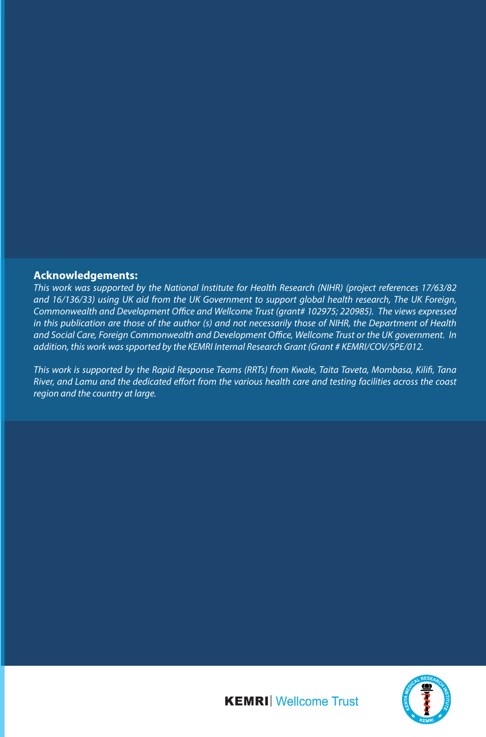**Acknowledgements:**

*This work was supported by the National Institute for Health Research (NIHR) (project references 17/63/82 and 16/136/33) using UK aid from the UK Government to support global health research, The UK Foreign, Commonwealth and Development Office and Wellcome Trust (grant# 102975; 220985). The views expressed in this publication are those of the author (s) and not necessarily those of NIHR, the Department of Health and Social Care, Foreign Commonwealth and Development Office, Wellcome Trust or the UK government. In addition, this work was spported by the KEMRI Internal Research Grant (Grant # KEMRI/COV/SPE/012.*

*This work is supported by the Rapid Response Teams (RRTs) from Kwale, Taita Taveta, Mombasa, Kilifi, Tana River, and Lamu and the dedicated effort from the various health care and testing facilities across the coast region and the country at large.*

**KEMRI** | Wellcome Trust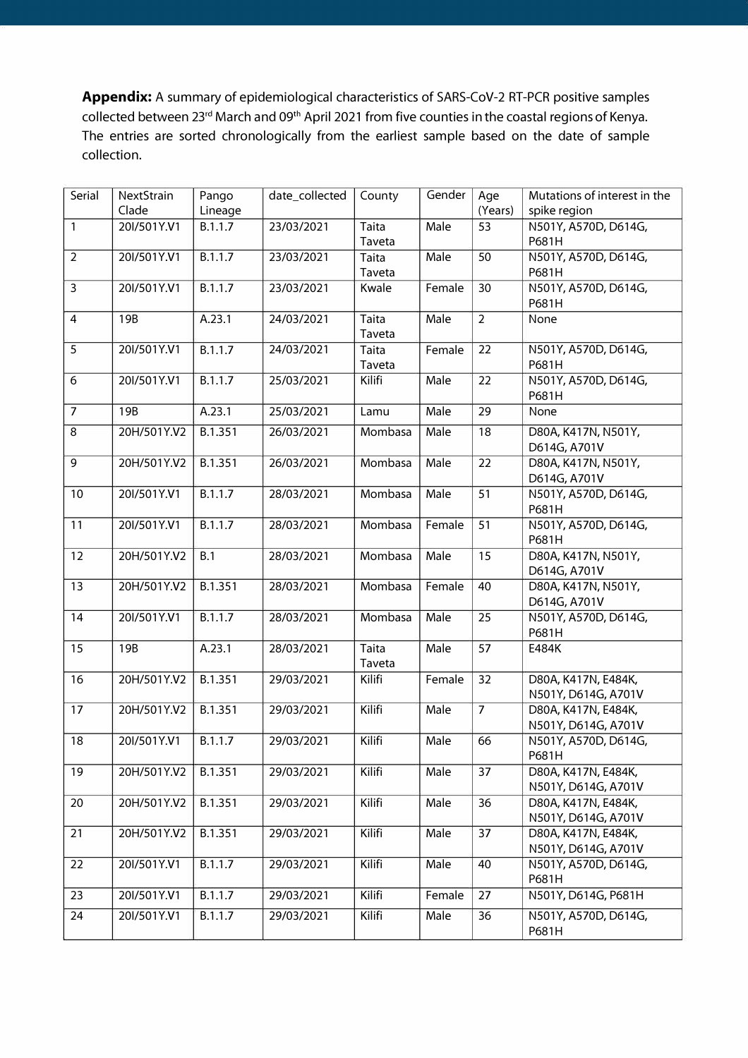**Appendix:** A summary of epidemiological characteristics of SARS-CoV-2 RT-PCR positive samples collected between 23rd March and 09th April 2021 from five counties in the coastal regions of Kenya. The entries are sorted chronologically from the earliest sample based on the date of sample collection.

| Serial | NextStrain Clade | Pango Lineage | date_collected | County | Gender | Age (Years) | Mutations of interest in the spike region |
|---|---|---|---|---|---|---|---|
| 1 | 20I/501Y.V1 | B.1.1.7 | 23/03/2021 | Taita Taveta | Male | 53 | N501Y, A570D, D614G, P681H |
| 2 | 20I/501Y.V1 | B.1.1.7 | 23/03/2021 | Taita Taveta | Male | 50 | N501Y, A570D, D614G, P681H |
| 3 | 20I/501Y.V1 | B.1.1.7 | 23/03/2021 | Kwale | Female | 30 | N501Y, A570D, D614G, P681H |
| 4 | 19B | A.23.1 | 24/03/2021 | Taita Taveta | Male | 2 | None |
| 5 | 20I/501Y.V1 | B.1.1.7 | 24/03/2021 | Taita Taveta | Female | 22 | N501Y, A570D, D614G, P681H |
| 6 | 20I/501Y.V1 | B.1.1.7 | 25/03/2021 | Kilifi | Male | 22 | N501Y, A570D, D614G, P681H |
| 7 | 19B | A.23.1 | 25/03/2021 | Lamu | Male | 29 | None |
| 8 | 20H/501Y.V2 | B.1.351 | 26/03/2021 | Mombasa | Male | 18 | D80A, K417N, N501Y, D614G, A701V |
| 9 | 20H/501Y.V2 | B.1.351 | 26/03/2021 | Mombasa | Male | 22 | D80A, K417N, N501Y, D614G, A701V |
| 10 | 20I/501Y.V1 | B.1.1.7 | 28/03/2021 | Mombasa | Male | 51 | N501Y, A570D, D614G, P681H |
| 11 | 20I/501Y.V1 | B.1.1.7 | 28/03/2021 | Mombasa | Female | 51 | N501Y, A570D, D614G, P681H |
| 12 | 20H/501Y.V2 | B.1 | 28/03/2021 | Mombasa | Male | 15 | D80A, K417N, N501Y, D614G, A701V |
| 13 | 20H/501Y.V2 | B.1.351 | 28/03/2021 | Mombasa | Female | 40 | D80A, K417N, N501Y, D614G, A701V |
| 14 | 20I/501Y.V1 | B.1.1.7 | 28/03/2021 | Mombasa | Male | 25 | N501Y, A570D, D614G, P681H |
| 15 | 19B | A.23.1 | 28/03/2021 | Taita Taveta | Male | 57 | E484K |
| 16 | 20H/501Y.V2 | B.1.351 | 29/03/2021 | Kilifi | Female | 32 | D80A, K417N, E484K, N501Y, D614G, A701V |
| 17 | 20H/501Y.V2 | B.1.351 | 29/03/2021 | Kilifi | Male | 7 | D80A, K417N, E484K, N501Y, D614G, A701V |
| 18 | 20I/501Y.V1 | B.1.1.7 | 29/03/2021 | Kilifi | Male | 66 | N501Y, A570D, D614G, P681H |
| 19 | 20H/501Y.V2 | B.1.351 | 29/03/2021 | Kilifi | Male | 37 | D80A, K417N, E484K, N501Y, D614G, A701V |
| 20 | 20H/501Y.V2 | B.1.351 | 29/03/2021 | Kilifi | Male | 36 | D80A, K417N, E484K, N501Y, D614G, A701V |
| 21 | 20H/501Y.V2 | B.1.351 | 29/03/2021 | Kilifi | Male | 37 | D80A, K417N, E484K, N501Y, D614G, A701V |
| 22 | 20I/501Y.V1 | B.1.1.7 | 29/03/2021 | Kilifi | Male | 40 | N501Y, A570D, D614G, P681H |
| 23 | 20I/501Y.V1 | B.1.1.7 | 29/03/2021 | Kilifi | Female | 27 | N501Y, D614G, P681H |
| 24 | 20I/501Y.V1 | B.1.1.7 | 29/03/2021 | Kilifi | Male | 36 | N501Y, A570D, D614G, P681H |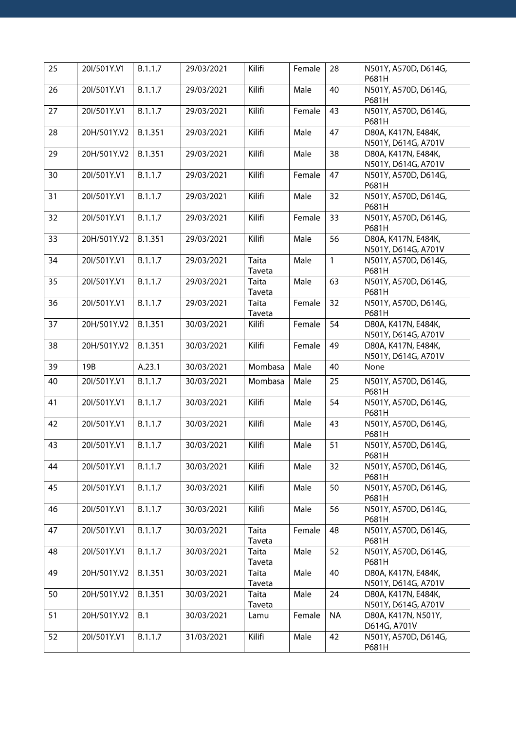| 25 | 20I/501Y.V1 | B.1.1.7 | 29/03/2021 | Kilifi | Female | 28 | N501Y, A570D, D614G, P681H |
|---|---|---|---|---|---|---|---|
| 26 | 20I/501Y.V1 | B.1.1.7 | 29/03/2021 | Kilifi | Male | 40 | N501Y, A570D, D614G, P681H |
| 27 | 20I/501Y.V1 | B.1.1.7 | 29/03/2021 | Kilifi | Female | 43 | N501Y, A570D, D614G, P681H |
| 28 | 20H/501Y.V2 | B.1.351 | 29/03/2021 | Kilifi | Male | 47 | D80A, K417N, E484K, N501Y, D614G, A701V |
| 29 | 20H/501Y.V2 | B.1.351 | 29/03/2021 | Kilifi | Male | 38 | D80A, K417N, E484K, N501Y, D614G, A701V |
| 30 | 20I/501Y.V1 | B.1.1.7 | 29/03/2021 | Kilifi | Female | 47 | N501Y, A570D, D614G, P681H |
| 31 | 20I/501Y.V1 | B.1.1.7 | 29/03/2021 | Kilifi | Male | 32 | N501Y, A570D, D614G, P681H |
| 32 | 20I/501Y.V1 | B.1.1.7 | 29/03/2021 | Kilifi | Female | 33 | N501Y, A570D, D614G, P681H |
| 33 | 20H/501Y.V2 | B.1.351 | 29/03/2021 | Kilifi | Male | 56 | D80A, K417N, E484K, N501Y, D614G, A701V |
| 34 | 20I/501Y.V1 | B.1.1.7 | 29/03/2021 | Taita Taveta | Male | 1 | N501Y, A570D, D614G, P681H |
| 35 | 20I/501Y.V1 | B.1.1.7 | 29/03/2021 | Taita Taveta | Male | 63 | N501Y, A570D, D614G, P681H |
| 36 | 20I/501Y.V1 | B.1.1.7 | 29/03/2021 | Taita Taveta | Female | 32 | N501Y, A570D, D614G, P681H |
| 37 | 20H/501Y.V2 | B.1.351 | 30/03/2021 | Kilifi | Female | 54 | D80A, K417N, E484K, N501Y, D614G, A701V |
| 38 | 20H/501Y.V2 | B.1.351 | 30/03/2021 | Kilifi | Female | 49 | D80A, K417N, E484K, N501Y, D614G, A701V |
| 39 | 19B | A.23.1 | 30/03/2021 | Mombasa | Male | 40 | None |
| 40 | 20I/501Y.V1 | B.1.1.7 | 30/03/2021 | Mombasa | Male | 25 | N501Y, A570D, D614G, P681H |
| 41 | 20I/501Y.V1 | B.1.1.7 | 30/03/2021 | Kilifi | Male | 54 | N501Y, A570D, D614G, P681H |
| 42 | 20I/501Y.V1 | B.1.1.7 | 30/03/2021 | Kilifi | Male | 43 | N501Y, A570D, D614G, P681H |
| 43 | 20I/501Y.V1 | B.1.1.7 | 30/03/2021 | Kilifi | Male | 51 | N501Y, A570D, D614G, P681H |
| 44 | 20I/501Y.V1 | B.1.1.7 | 30/03/2021 | Kilifi | Male | 32 | N501Y, A570D, D614G, P681H |
| 45 | 20I/501Y.V1 | B.1.1.7 | 30/03/2021 | Kilifi | Male | 50 | N501Y, A570D, D614G, P681H |
| 46 | 20I/501Y.V1 | B.1.1.7 | 30/03/2021 | Kilifi | Male | 56 | N501Y, A570D, D614G, P681H |
| 47 | 20I/501Y.V1 | B.1.1.7 | 30/03/2021 | Taita Taveta | Female | 48 | N501Y, A570D, D614G, P681H |
| 48 | 20I/501Y.V1 | B.1.1.7 | 30/03/2021 | Taita Taveta | Male | 52 | N501Y, A570D, D614G, P681H |
| 49 | 20H/501Y.V2 | B.1.351 | 30/03/2021 | Taita Taveta | Male | 40 | D80A, K417N, E484K, N501Y, D614G, A701V |
| 50 | 20H/501Y.V2 | B.1.351 | 30/03/2021 | Taita Taveta | Male | 24 | D80A, K417N, E484K, N501Y, D614G, A701V |
| 51 | 20H/501Y.V2 | B.1 | 30/03/2021 | Lamu | Female | NA | D80A, K417N, N501Y, D614G, A701V |
| 52 | 20I/501Y.V1 | B.1.1.7 | 31/03/2021 | Kilifi | Male | 42 | N501Y, A570D, D614G, P681H |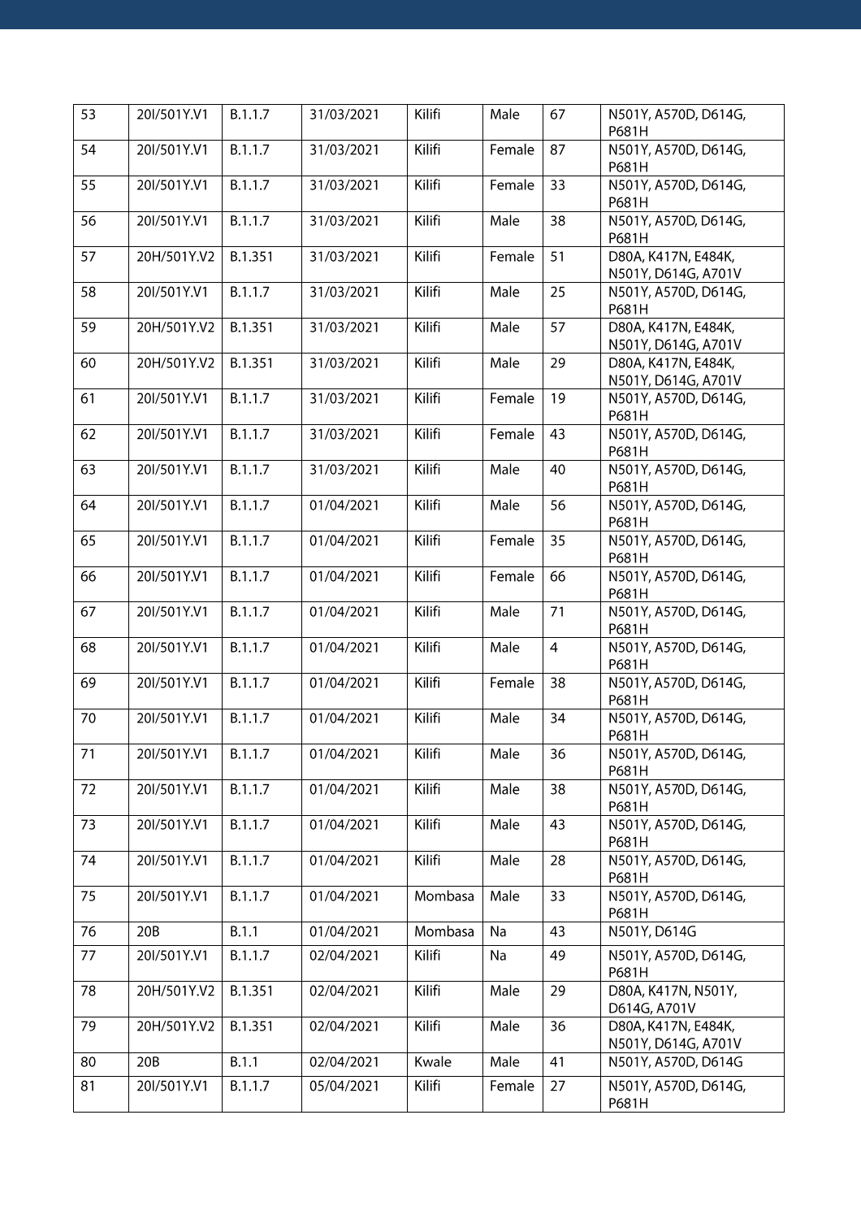| 53 | 20I/501Y.V1 | B.1.1.7 | 31/03/2021 | Kilifi | Male | 67 | N501Y, A570D, D614G, P681H |
|---|---|---|---|---|---|---|---|
| 54 | 20I/501Y.V1 | B.1.1.7 | 31/03/2021 | Kilifi | Female | 87 | N501Y, A570D, D614G, P681H |
| 55 | 20I/501Y.V1 | B.1.1.7 | 31/03/2021 | Kilifi | Female | 33 | N501Y, A570D, D614G, P681H |
| 56 | 20I/501Y.V1 | B.1.1.7 | 31/03/2021 | Kilifi | Male | 38 | N501Y, A570D, D614G, P681H |
| 57 | 20H/501Y.V2 | B.1.351 | 31/03/2021 | Kilifi | Female | 51 | D80A, K417N, E484K, N501Y, D614G, A701V |
| 58 | 20I/501Y.V1 | B.1.1.7 | 31/03/2021 | Kilifi | Male | 25 | N501Y, A570D, D614G, P681H |
| 59 | 20H/501Y.V2 | B.1.351 | 31/03/2021 | Kilifi | Male | 57 | D80A, K417N, E484K, N501Y, D614G, A701V |
| 60 | 20H/501Y.V2 | B.1.351 | 31/03/2021 | Kilifi | Male | 29 | D80A, K417N, E484K, N501Y, D614G, A701V |
| 61 | 20I/501Y.V1 | B.1.1.7 | 31/03/2021 | Kilifi | Female | 19 | N501Y, A570D, D614G, P681H |
| 62 | 20I/501Y.V1 | B.1.1.7 | 31/03/2021 | Kilifi | Female | 43 | N501Y, A570D, D614G, P681H |
| 63 | 20I/501Y.V1 | B.1.1.7 | 31/03/2021 | Kilifi | Male | 40 | N501Y, A570D, D614G, P681H |
| 64 | 20I/501Y.V1 | B.1.1.7 | 01/04/2021 | Kilifi | Male | 56 | N501Y, A570D, D614G, P681H |
| 65 | 20I/501Y.V1 | B.1.1.7 | 01/04/2021 | Kilifi | Female | 35 | N501Y, A570D, D614G, P681H |
| 66 | 20I/501Y.V1 | B.1.1.7 | 01/04/2021 | Kilifi | Female | 66 | N501Y, A570D, D614G, P681H |
| 67 | 20I/501Y.V1 | B.1.1.7 | 01/04/2021 | Kilifi | Male | 71 | N501Y, A570D, D614G, P681H |
| 68 | 20I/501Y.V1 | B.1.1.7 | 01/04/2021 | Kilifi | Male | 4 | N501Y, A570D, D614G, P681H |
| 69 | 20I/501Y.V1 | B.1.1.7 | 01/04/2021 | Kilifi | Female | 38 | N501Y, A570D, D614G, P681H |
| 70 | 20I/501Y.V1 | B.1.1.7 | 01/04/2021 | Kilifi | Male | 34 | N501Y, A570D, D614G, P681H |
| 71 | 20I/501Y.V1 | B.1.1.7 | 01/04/2021 | Kilifi | Male | 36 | N501Y, A570D, D614G, P681H |
| 72 | 20I/501Y.V1 | B.1.1.7 | 01/04/2021 | Kilifi | Male | 38 | N501Y, A570D, D614G, P681H |
| 73 | 20I/501Y.V1 | B.1.1.7 | 01/04/2021 | Kilifi | Male | 43 | N501Y, A570D, D614G, P681H |
| 74 | 20I/501Y.V1 | B.1.1.7 | 01/04/2021 | Kilifi | Male | 28 | N501Y, A570D, D614G, P681H |
| 75 | 20I/501Y.V1 | B.1.1.7 | 01/04/2021 | Mombasa | Male | 33 | N501Y, A570D, D614G, P681H |
| 76 | 20B | B.1.1 | 01/04/2021 | Mombasa | Na | 43 | N501Y, D614G |
| 77 | 20I/501Y.V1 | B.1.1.7 | 02/04/2021 | Kilifi | Na | 49 | N501Y, A570D, D614G, P681H |
| 78 | 20H/501Y.V2 | B.1.351 | 02/04/2021 | Kilifi | Male | 29 | D80A, K417N, N501Y, D614G, A701V |
| 79 | 20H/501Y.V2 | B.1.351 | 02/04/2021 | Kilifi | Male | 36 | D80A, K417N, E484K, N501Y, D614G, A701V |
| 80 | 20B | B.1.1 | 02/04/2021 | Kwale | Male | 41 | N501Y, A570D, D614G |
| 81 | 20I/501Y.V1 | B.1.1.7 | 05/04/2021 | Kilifi | Female | 27 | N501Y, A570D, D614G, P681H |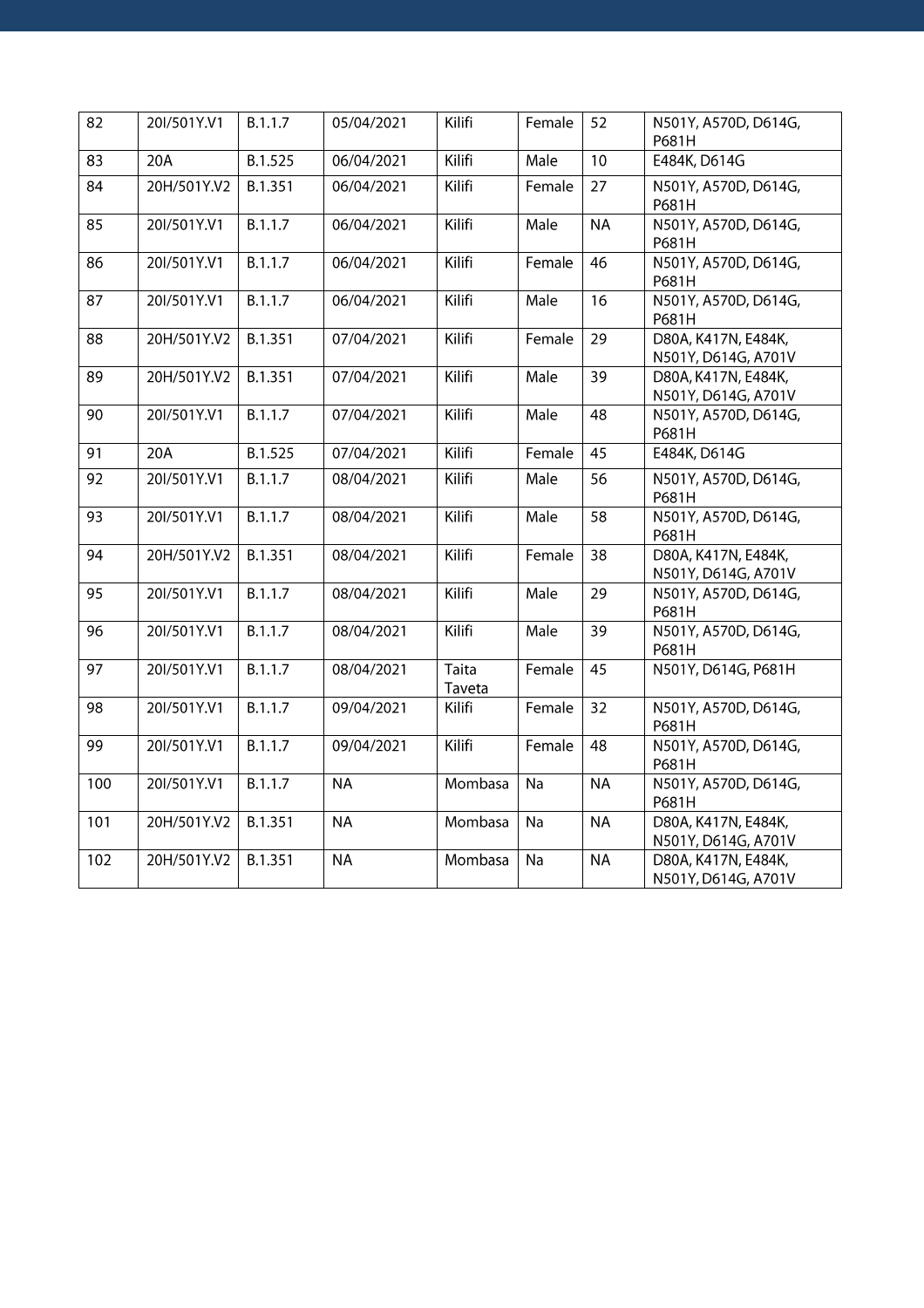| | | | | | | | |
|---|---|---|---|---|---|---|---|
| 82 | 20I/501Y.V1 | B.1.1.7 | 05/04/2021 | Kilifi | Female | 52 | N501Y, A570D, D614G, P681H |
| 83 | 20A | B.1.525 | 06/04/2021 | Kilifi | Male | 10 | E484K, D614G |
| 84 | 20H/501Y.V2 | B.1.351 | 06/04/2021 | Kilifi | Female | 27 | N501Y, A570D, D614G, P681H |
| 85 | 20I/501Y.V1 | B.1.1.7 | 06/04/2021 | Kilifi | Male | NA | N501Y, A570D, D614G, P681H |
| 86 | 20I/501Y.V1 | B.1.1.7 | 06/04/2021 | Kilifi | Female | 46 | N501Y, A570D, D614G, P681H |
| 87 | 20I/501Y.V1 | B.1.1.7 | 06/04/2021 | Kilifi | Male | 16 | N501Y, A570D, D614G, P681H |
| 88 | 20H/501Y.V2 | B.1.351 | 07/04/2021 | Kilifi | Female | 29 | D80A, K417N, E484K, N501Y, D614G, A701V |
| 89 | 20H/501Y.V2 | B.1.351 | 07/04/2021 | Kilifi | Male | 39 | D80A, K417N, E484K, N501Y, D614G, A701V |
| 90 | 20I/501Y.V1 | B.1.1.7 | 07/04/2021 | Kilifi | Male | 48 | N501Y, A570D, D614G, P681H |
| 91 | 20A | B.1.525 | 07/04/2021 | Kilifi | Female | 45 | E484K, D614G |
| 92 | 20I/501Y.V1 | B.1.1.7 | 08/04/2021 | Kilifi | Male | 56 | N501Y, A570D, D614G, P681H |
| 93 | 20I/501Y.V1 | B.1.1.7 | 08/04/2021 | Kilifi | Male | 58 | N501Y, A570D, D614G, P681H |
| 94 | 20H/501Y.V2 | B.1.351 | 08/04/2021 | Kilifi | Female | 38 | D80A, K417N, E484K, N501Y, D614G, A701V |
| 95 | 20I/501Y.V1 | B.1.1.7 | 08/04/2021 | Kilifi | Male | 29 | N501Y, A570D, D614G, P681H |
| 96 | 20I/501Y.V1 | B.1.1.7 | 08/04/2021 | Kilifi | Male | 39 | N501Y, A570D, D614G, P681H |
| 97 | 20I/501Y.V1 | B.1.1.7 | 08/04/2021 | Taita Taveta | Female | 45 | N501Y, D614G, P681H |
| 98 | 20I/501Y.V1 | B.1.1.7 | 09/04/2021 | Kilifi | Female | 32 | N501Y, A570D, D614G, P681H |
| 99 | 20I/501Y.V1 | B.1.1.7 | 09/04/2021 | Kilifi | Female | 48 | N501Y, A570D, D614G, P681H |
| 100 | 20I/501Y.V1 | B.1.1.7 | NA | Mombasa | Na | NA | N501Y, A570D, D614G, P681H |
| 101 | 20H/501Y.V2 | B.1.351 | NA | Mombasa | Na | NA | D80A, K417N, E484K, N501Y, D614G, A701V |
| 102 | 20H/501Y.V2 | B.1.351 | NA | Mombasa | Na | NA | D80A, K417N, E484K, N501Y, D614G, A701V |